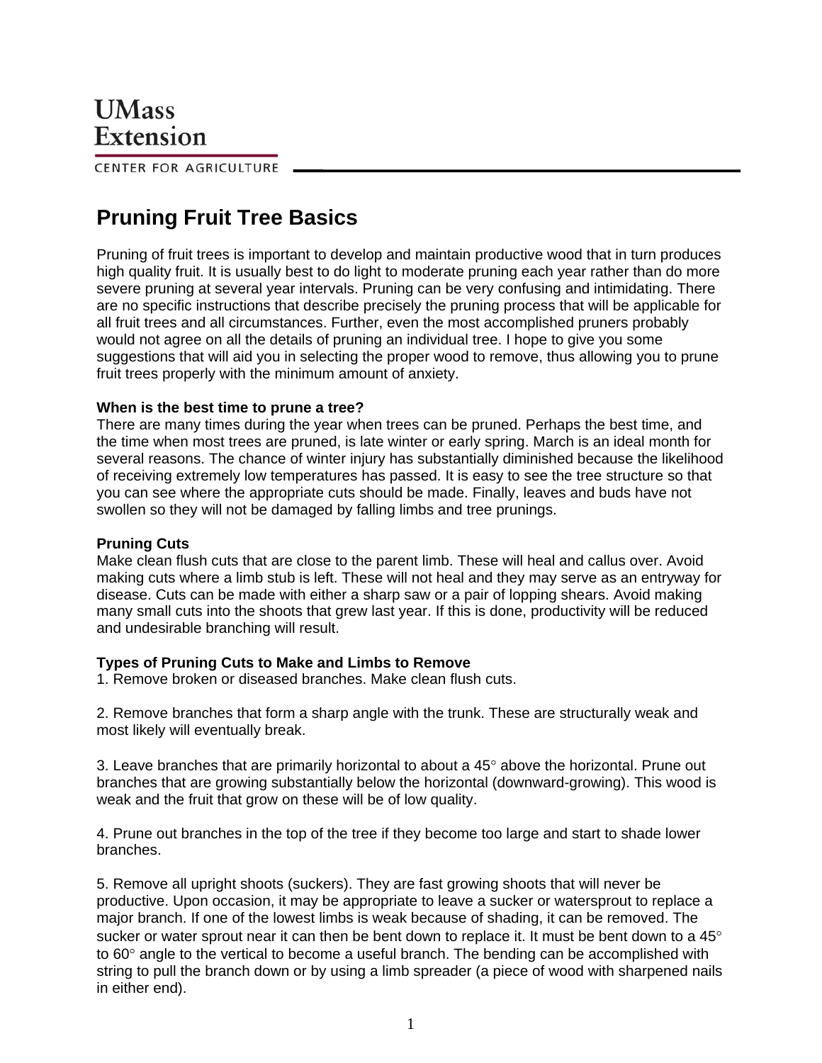UMass
Extension

CENTER FOR AGRICULTURE

# Pruning Fruit Tree Basics

Pruning of fruit trees is important to develop and maintain productive wood that in turn produces high quality fruit. It is usually best to do light to moderate pruning each year rather than do more severe pruning at several year intervals. Pruning can be very confusing and intimidating. There are no specific instructions that describe precisely the pruning process that will be applicable for all fruit trees and all circumstances. Further, even the most accomplished pruners probably would not agree on all the details of pruning an individual tree. I hope to give you some suggestions that will aid you in selecting the proper wood to remove, thus allowing you to prune fruit trees properly with the minimum amount of anxiety.

**When is the best time to prune a tree?**

There are many times during the year when trees can be pruned. Perhaps the best time, and the time when most trees are pruned, is late winter or early spring. March is an ideal month for several reasons. The chance of winter injury has substantially diminished because the likelihood of receiving extremely low temperatures has passed. It is easy to see the tree structure so that you can see where the appropriate cuts should be made. Finally, leaves and buds have not swollen so they will not be damaged by falling limbs and tree prunings.

**Pruning Cuts**

Make clean flush cuts that are close to the parent limb. These will heal and callus over. Avoid making cuts where a limb stub is left. These will not heal and they may serve as an entryway for disease. Cuts can be made with either a sharp saw or a pair of lopping shears. Avoid making many small cuts into the shoots that grew last year. If this is done, productivity will be reduced and undesirable branching will result.

**Types of Pruning Cuts to Make and Limbs to Remove**

1. Remove broken or diseased branches. Make clean flush cuts.

2. Remove branches that form a sharp angle with the trunk. These are structurally weak and most likely will eventually break.

3. Leave branches that are primarily horizontal to about a 45° above the horizontal. Prune out branches that are growing substantially below the horizontal (downward-growing). This wood is weak and the fruit that grow on these will be of low quality.

4. Prune out branches in the top of the tree if they become too large and start to shade lower branches.

5. Remove all upright shoots (suckers). They are fast growing shoots that will never be productive. Upon occasion, it may be appropriate to leave a sucker or watersprout to replace a major branch. If one of the lowest limbs is weak because of shading, it can be removed. The sucker or water sprout near it can then be bent down to replace it. It must be bent down to a 45° to 60° angle to the vertical to become a useful branch. The bending can be accomplished with string to pull the branch down or by using a limb spreader (a piece of wood with sharpened nails in either end).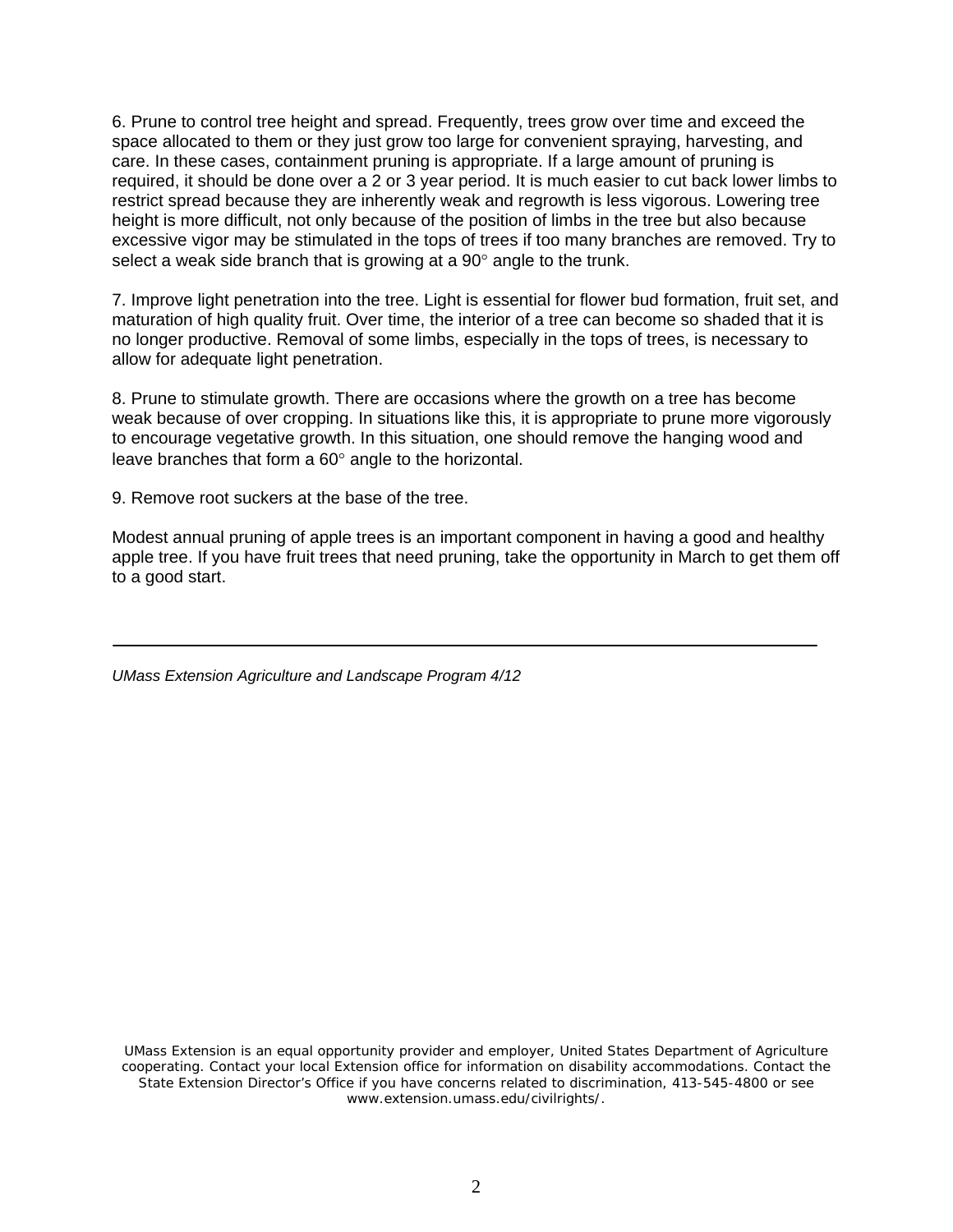6. Prune to control tree height and spread. Frequently, trees grow over time and exceed the space allocated to them or they just grow too large for convenient spraying, harvesting, and care. In these cases, containment pruning is appropriate. If a large amount of pruning is required, it should be done over a 2 or 3 year period. It is much easier to cut back lower limbs to restrict spread because they are inherently weak and regrowth is less vigorous. Lowering tree height is more difficult, not only because of the position of limbs in the tree but also because excessive vigor may be stimulated in the tops of trees if too many branches are removed. Try to select a weak side branch that is growing at a 90° angle to the trunk.

7. Improve light penetration into the tree. Light is essential for flower bud formation, fruit set, and maturation of high quality fruit. Over time, the interior of a tree can become so shaded that it is no longer productive. Removal of some limbs, especially in the tops of trees, is necessary to allow for adequate light penetration.

8. Prune to stimulate growth. There are occasions where the growth on a tree has become weak because of over cropping. In situations like this, it is appropriate to prune more vigorously to encourage vegetative growth. In this situation, one should remove the hanging wood and leave branches that form a 60° angle to the horizontal.

9. Remove root suckers at the base of the tree.

Modest annual pruning of apple trees is an important component in having a good and healthy apple tree. If you have fruit trees that need pruning, take the opportunity in March to get them off to a good start.

---

*UMass Extension Agriculture and Landscape Program 4/12*

UMass Extension is an equal opportunity provider and employer, United States Department of Agriculture cooperating. Contact your local Extension office for information on disability accommodations. Contact the State Extension Director's Office if you have concerns related to discrimination, 413-545-4800 or see www.extension.umass.edu/civilrights/.